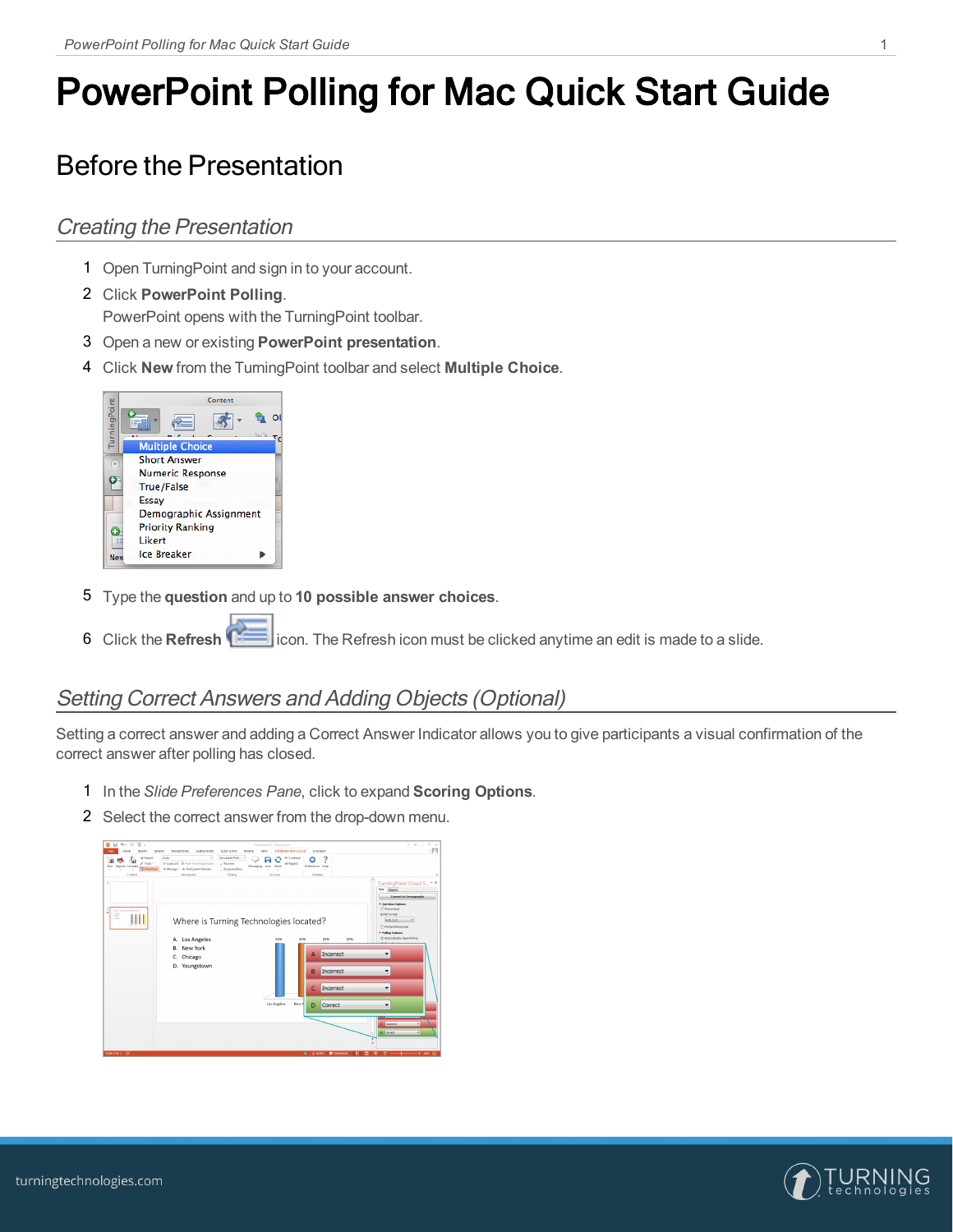# PowerPoint Polling for Mac Quick Start Guide

## Before the Presentation

### *Creating the Presentation*

1. Open TurningPoint and sign in to your account.
2. Click **PowerPoint Polling**.
   PowerPoint opens with the TurningPoint toolbar.
3. Open a new or existing **PowerPoint presentation**.
4. Click **New** from the TurningPoint toolbar and select **Multiple Choice**.
5. Type the **question** and up to **10 possible answer choices**.
6. Click the **Refresh** icon. The Refresh icon must be clicked anytime an edit is made to a slide.

### *Setting Correct Answers and Adding Objects (Optional)*

Setting a correct answer and adding a Correct Answer Indicator allows you to give participants a visual confirmation of the correct answer after polling has closed.

1. In the *Slide Preferences Pane*, click to expand **Scoring Options**.
2. Select the correct answer from the drop-down menu.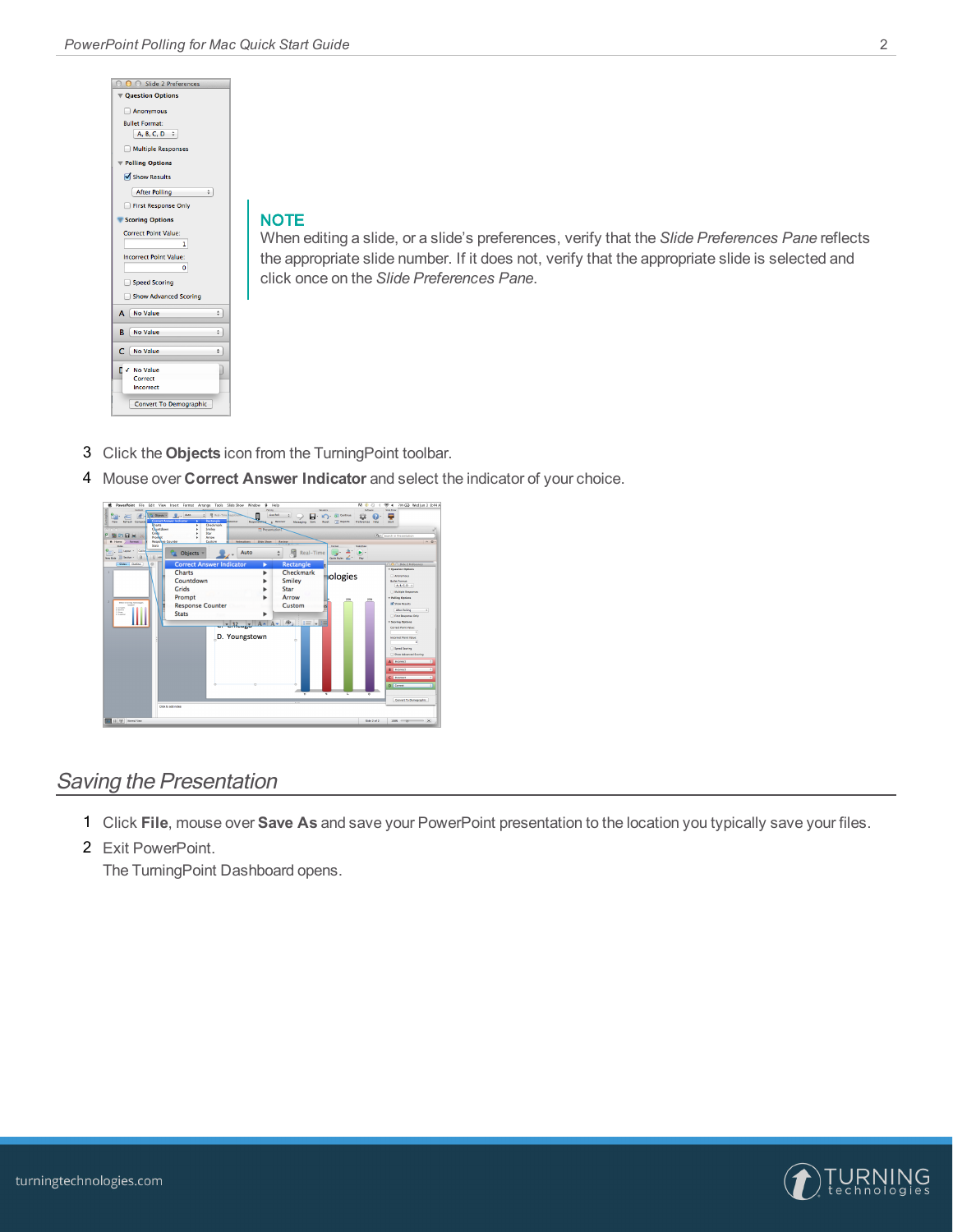**NOTE**

When editing a slide, or a slide's preferences, verify that the *Slide Preferences Pane* reflects the appropriate slide number. If it does not, verify that the appropriate slide is selected and click once on the *Slide Preferences Pane*.

3. Click the **Objects** icon from the TurningPoint toolbar.
4. Mouse over **Correct Answer Indicator** and select the indicator of your choice.

## *Saving the Presentation*

1. Click **File**, mouse over **Save As** and save your PowerPoint presentation to the location you typically save your files.
2. Exit PowerPoint.
   
   The TurningPoint Dashboard opens.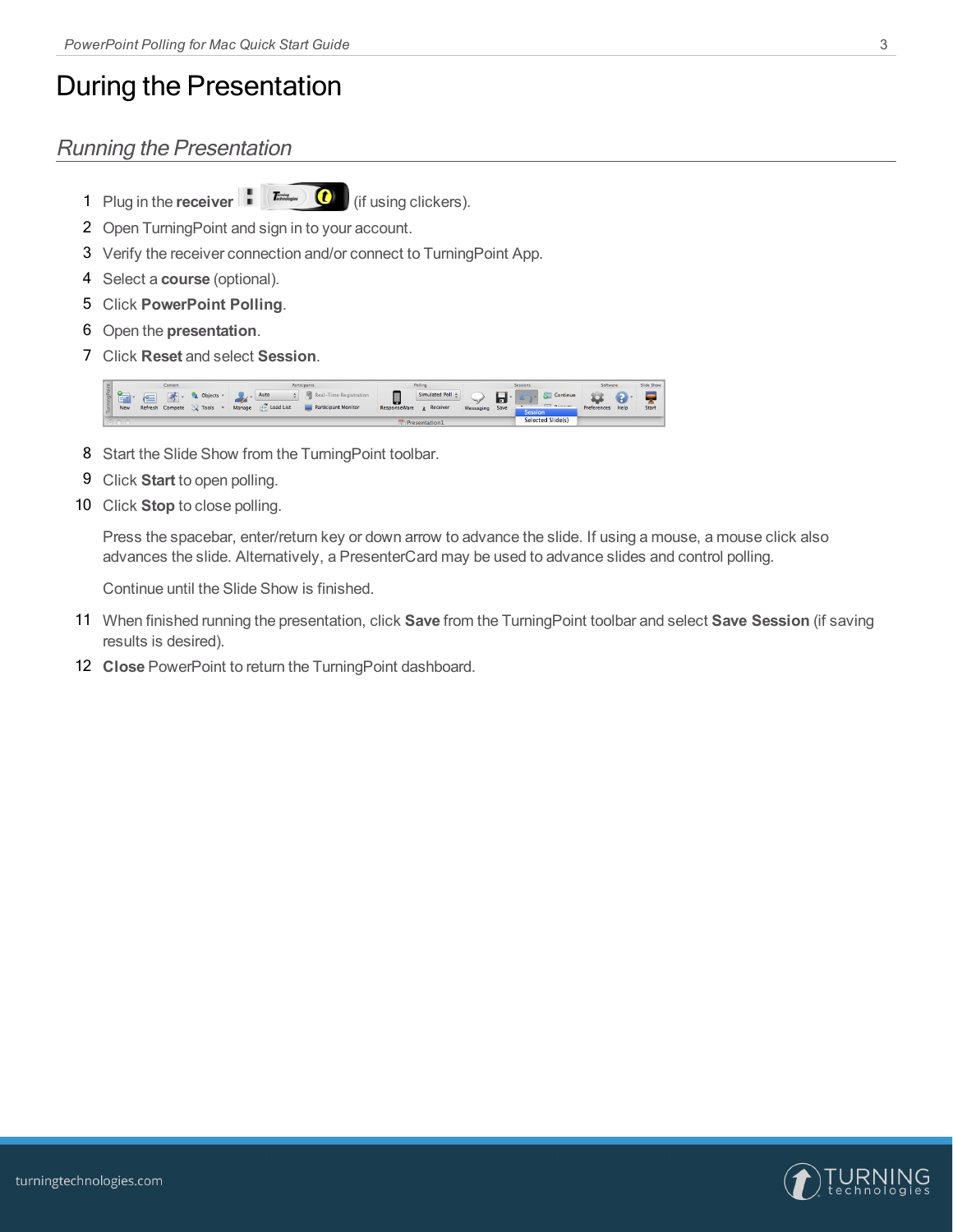# During the Presentation

## *Running the Presentation*

1. Plug in the **receiver** (if using clickers).
2. Open TurningPoint and sign in to your account.
3. Verify the receiver connection and/or connect to TurningPoint App.
4. Select a **course** (optional).
5. Click **PowerPoint Polling**.
6. Open the **presentation**.
7. Click **Reset** and select **Session**.
8. Start the Slide Show from the TurningPoint toolbar.
9. Click **Start** to open polling.
10. Click **Stop** to close polling.

    Press the spacebar, enter/return key or down arrow to advance the slide. If using a mouse, a mouse click also advances the slide. Alternatively, a PresenterCard may be used to advance slides and control polling.

    Continue until the Slide Show is finished.

11. When finished running the presentation, click **Save** from the TurningPoint toolbar and select **Save Session** (if saving results is desired).
12. **Close** PowerPoint to return the TurningPoint dashboard.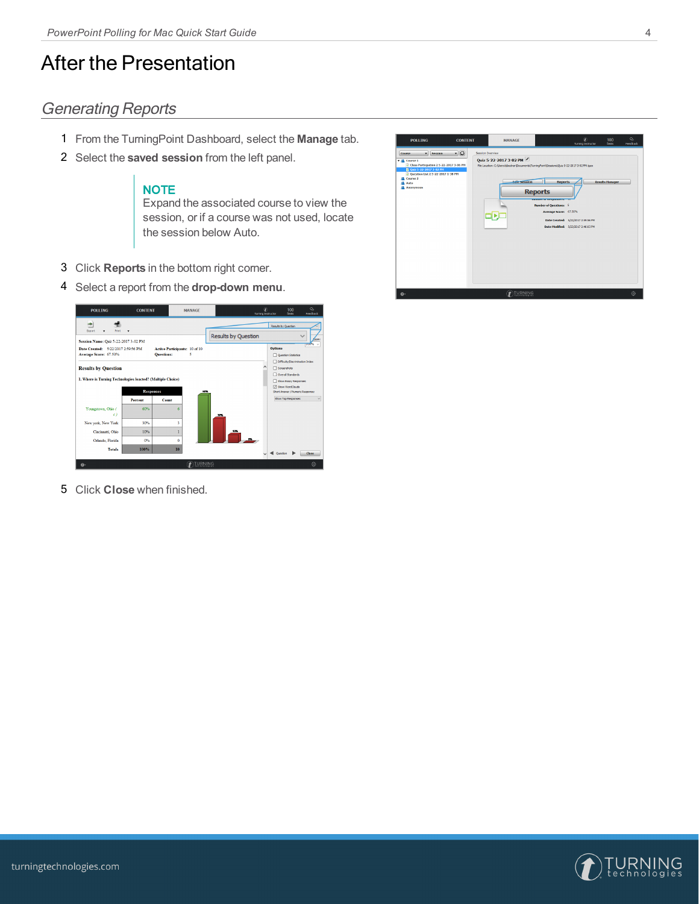# After the Presentation

## *Generating Reports*

1. From the TurningPoint Dashboard, select the **Manage** tab.
2. Select the **saved session** from the left panel.

   **NOTE**
   Expand the associated course to view the session, or if a course was not used, locate the session below Auto.

3. Click **Reports** in the bottom right corner.
4. Select a report from the **drop-down menu**.
5. Click **Close** when finished.